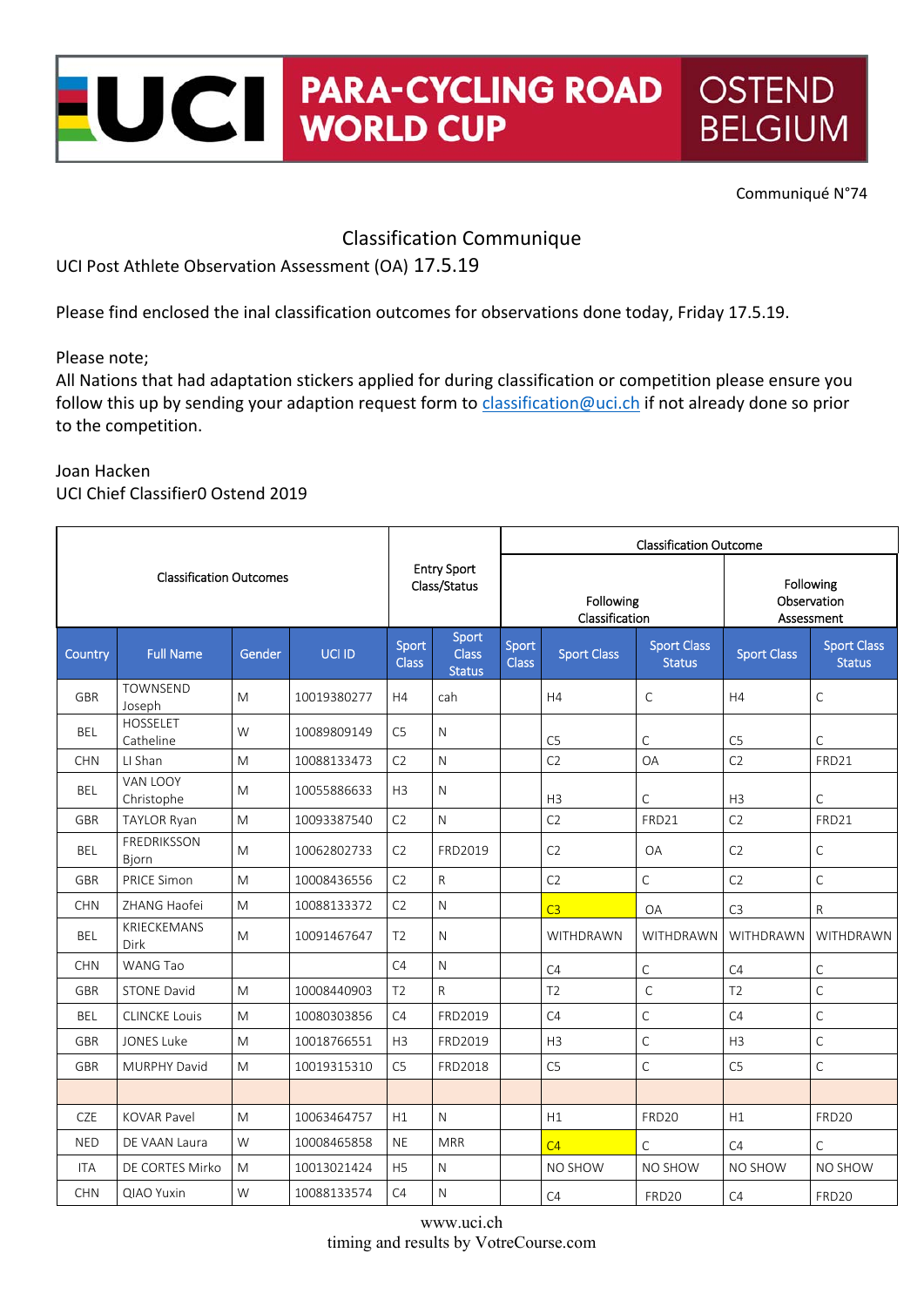# UCI PARA-CYCLING ROAD WORLD CUP OSTEND BELGIUM

Communiqué N°74

## Classification Communique

UCI Post Athlete Observation Assessment (OA) 17.5.19

Please find enclosed the inal classification outcomes for observations done today, Friday 17.5.19.

Please note;
All Nations that had adaptation stickers applied for during classification or competition please ensure you follow this up by sending your adaption request form to classification@uci.ch if not already done so prior to the competition.

Joan Hacken
UCI Chief Classifier0 Ostend 2019

| Classification Outcomes | | | | Entry Sport Class/Status | | Classification Outcome | | | | |
|---|---|---|---|---|---|---|---|---|---|---|
| | | | | | | Following Classification | | | Following Observation Assessment | |
| Country | Full Name | Gender | UCI ID | Sport Class | Sport Class Status | Sport Class | Sport Class | Sport Class Status | Sport Class | Sport Class Status |
| GBR | TOWNSEND Joseph | M | 10019380277 | H4 | cah | | H4 | C | H4 | C |
| BEL | HOSSELET Catheline | W | 10089809149 | C5 | N | | C5 | C | C5 | C |
| CHN | LI Shan | M | 10088133473 | C2 | N | | C2 | OA | C2 | FRD21 |
| BEL | VAN LOOY Christophe | M | 10055886633 | H3 | N | | H3 | C | H3 | C |
| GBR | TAYLOR Ryan | M | 10093387540 | C2 | N | | C2 | FRD21 | C2 | FRD21 |
| BEL | FREDRIKSSON Bjorn | M | 10062802733 | C2 | FRD2019 | | C2 | OA | C2 | C |
| GBR | PRICE Simon | M | 10008436556 | C2 | R | | C2 | C | C2 | C |
| CHN | ZHANG Haofei | M | 10088133372 | C2 | N | | C3 | OA | C3 | R |
| BEL | KRIECKEMANS Dirk | M | 10091467647 | T2 | N | | WITHDRAWN | WITHDRAWN | WITHDRAWN | WITHDRAWN |
| CHN | WANG Tao | | | C4 | N | | C4 | C | C4 | C |
| GBR | STONE David | M | 10008440903 | T2 | R | | T2 | C | T2 | C |
| BEL | CLINCKE Louis | M | 10080303856 | C4 | FRD2019 | | C4 | C | C4 | C |
| GBR | JONES Luke | M | 10018766551 | H3 | FRD2019 | | H3 | C | H3 | C |
| GBR | MURPHY David | M | 10019315310 | C5 | FRD2018 | | C5 | C | C5 | C |
| | | | | | | | | | | |
| CZE | KOVAR Pavel | M | 10063464757 | H1 | N | | H1 | FRD20 | H1 | FRD20 |
| NED | DE VAAN Laura | W | 10008465858 | NE | MRR | | C4 | C | C4 | C |
| ITA | DE CORTES Mirko | M | 10013021424 | H5 | N | | NO SHOW | NO SHOW | NO SHOW | NO SHOW |
| CHN | QIAO Yuxin | W | 10088133574 | C4 | N | | C4 | FRD20 | C4 | FRD20 |

www.uci.ch
timing and results by VotreCourse.com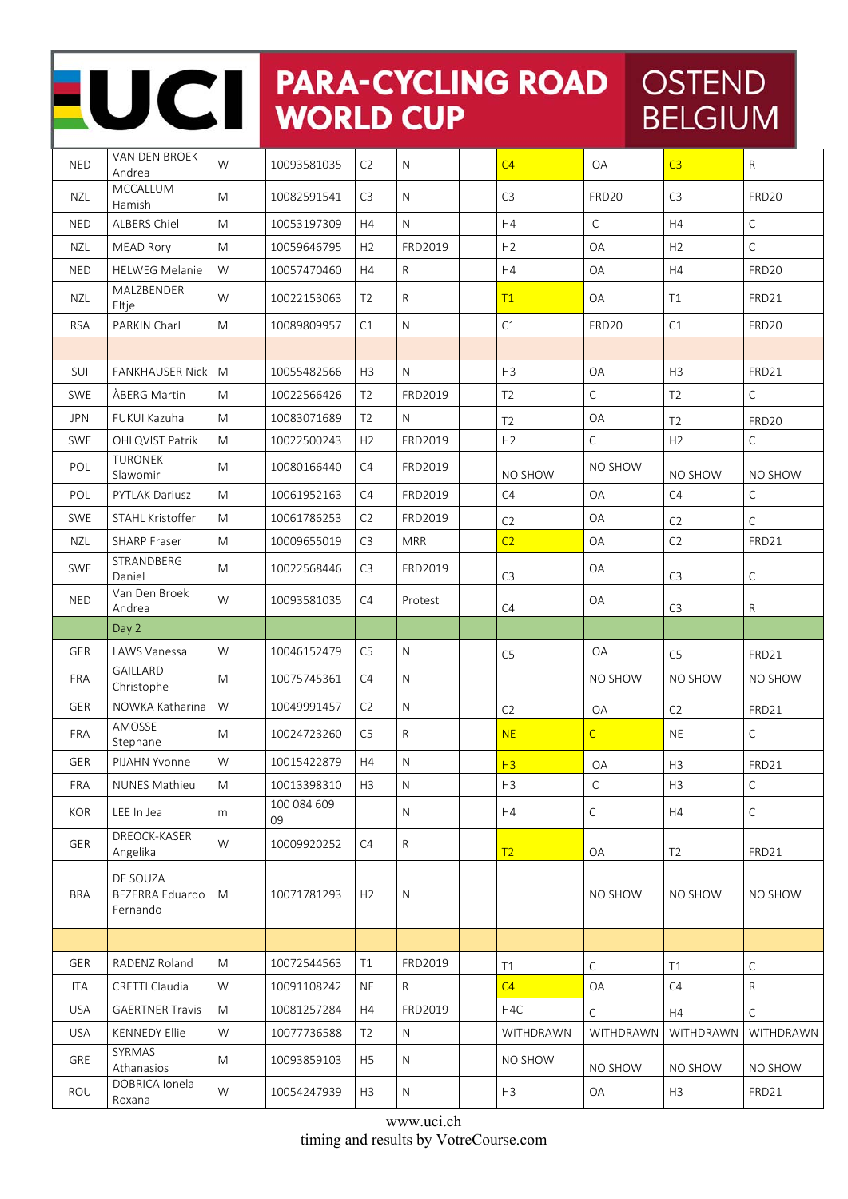# UCI PARA-CYCLING ROAD WORLD CUP OSTEND BELGIUM

| | | | | | | | | | | |
|---|---|---|---|---|---|---|---|---|---|---|
| NED | VAN DEN BROEK Andrea | W | 10093581035 | C2 | N | | C4 | OA | C3 | R |
| NZL | MCCALLUM Hamish | M | 10082591541 | C3 | N | | C3 | FRD20 | C3 | FRD20 |
| NED | ALBERS Chiel | M | 10053197309 | H4 | N | | H4 | C | H4 | C |
| NZL | MEAD Rory | M | 10059646795 | H2 | FRD2019 | | H2 | OA | H2 | C |
| NED | HELWEG Melanie | W | 10057470460 | H4 | R | | H4 | OA | H4 | FRD20 |
| NZL | MALZBENDER Eltje | W | 10022153063 | T2 | R | | T1 | OA | T1 | FRD21 |
| RSA | PARKIN Charl | M | 10089809957 | C1 | N | | C1 | FRD20 | C1 | FRD20 |
| | | | | | | | | | | |
| SUI | FANKHAUSER Nick | M | 10055482566 | H3 | N | | H3 | OA | H3 | FRD21 |
| SWE | ÅBERG Martin | M | 10022566426 | T2 | FRD2019 | | T2 | C | T2 | C |
| JPN | FUKUI Kazuha | M | 10083071689 | T2 | N | | T2 | OA | T2 | FRD20 |
| SWE | OHLQVIST Patrik | M | 10022500243 | H2 | FRD2019 | | H2 | C | H2 | C |
| POL | TURONEK Slawomir | M | 10080166440 | C4 | FRD2019 | | NO SHOW | NO SHOW | NO SHOW | NO SHOW |
| POL | PYTLAK Dariusz | M | 10061952163 | C4 | FRD2019 | | C4 | OA | C4 | C |
| SWE | STAHL Kristoffer | M | 10061786253 | C2 | FRD2019 | | C2 | OA | C2 | C |
| NZL | SHARP Fraser | M | 10009655019 | C3 | MRR | | C2 | OA | C2 | FRD21 |
| SWE | STRANDBERG Daniel | M | 10022568446 | C3 | FRD2019 | | C3 | OA | C3 | C |
| NED | Van Den Broek Andrea | W | 10093581035 | C4 | Protest | | C4 | OA | C3 | R |
| | Day 2 | | | | | | | | | |
| GER | LAWS Vanessa | W | 10046152479 | C5 | N | | C5 | OA | C5 | FRD21 |
| FRA | GAILLARD Christophe | M | 10075745361 | C4 | N | | | NO SHOW | NO SHOW | NO SHOW |
| GER | NOWKA Katharina | W | 10049991457 | C2 | N | | C2 | OA | C2 | FRD21 |
| FRA | AMOSSE Stephane | M | 10024723260 | C5 | R | | NE | C | NE | C |
| GER | PIJAHN Yvonne | W | 10015422879 | H4 | N | | H3 | OA | H3 | FRD21 |
| FRA | NUNES Mathieu | M | 10013398310 | H3 | N | | H3 | C | H3 | C |
| KOR | LEE In Jea | m | 100 084 609 09 | | N | | H4 | C | H4 | C |
| GER | DREOCK-KASER Angelika | W | 10009920252 | C4 | R | | T2 | OA | T2 | FRD21 |
| BRA | DE SOUZA BEZERRA Eduardo Fernando | M | 10071781293 | H2 | N | | | NO SHOW | NO SHOW | NO SHOW |
| | | | | | | | | | | |
| GER | RADENZ Roland | M | 10072544563 | T1 | FRD2019 | | T1 | C | T1 | C |
| ITA | CRETTI Claudia | W | 10091108242 | NE | R | | C4 | OA | C4 | R |
| USA | GAERTNER Travis | M | 10081257284 | H4 | FRD2019 | | H4C | C | H4 | C |
| USA | KENNEDY Ellie | W | 10077736588 | T2 | N | | WITHDRAWN | WITHDRAWN | WITHDRAWN | WITHDRAWN |
| GRE | SYRMAS Athanasios | M | 10093859103 | H5 | N | | NO SHOW | NO SHOW | NO SHOW | NO SHOW |
| ROU | DOBRICA Ionela Roxana | W | 10054247939 | H3 | N | | H3 | OA | H3 | FRD21 |

www.uci.ch
timing and results by VotreCourse.com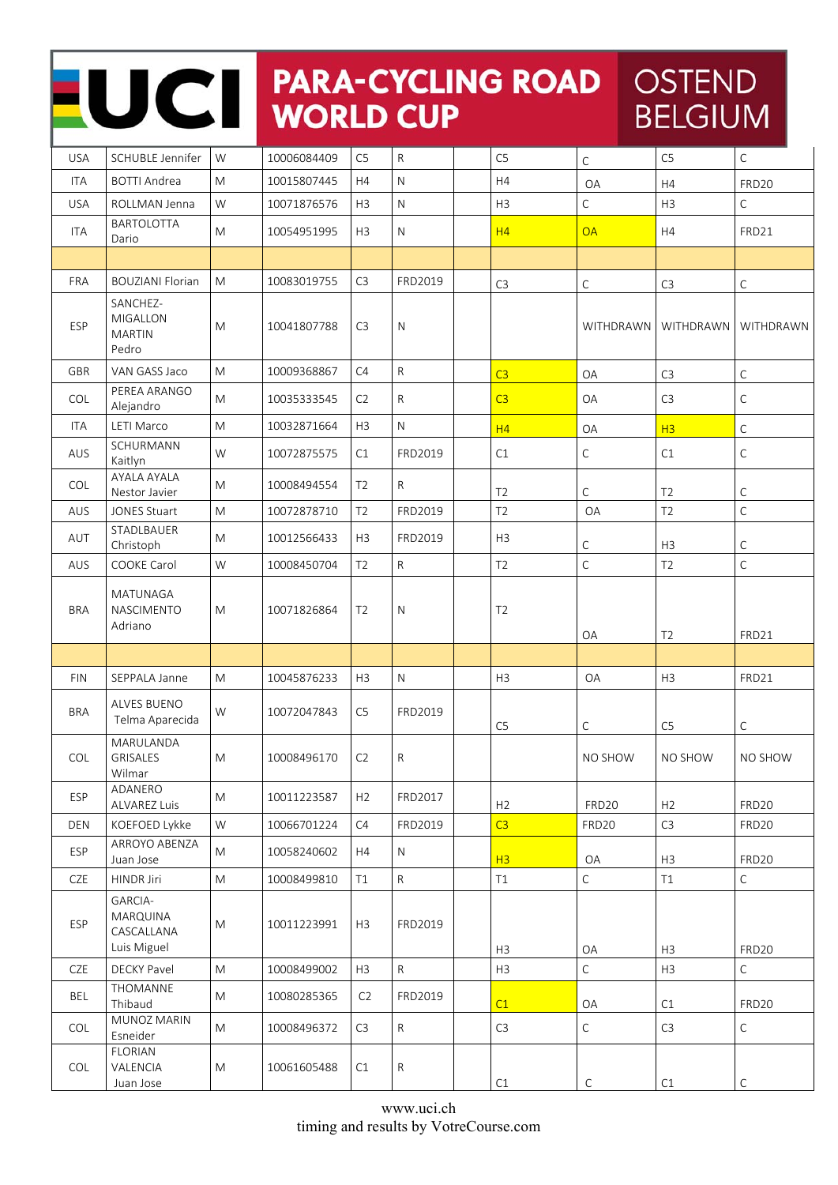# UCI PARA-CYCLING ROAD WORLD CUP OSTEND BELGIUM

| | | | | | | | | | | |
|---|---|---|---|---|---|---|---|---|---|---|
| USA | SCHUBLE Jennifer | W | 10006084409 | C5 | R | | C5 | C | C5 | C |
| ITA | BOTTI Andrea | M | 10015807445 | H4 | N | | H4 | OA | H4 | FRD20 |
| USA | ROLLMAN Jenna | W | 10071876576 | H3 | N | | H3 | C | H3 | C |
| ITA | BARTOLOTTA Dario | M | 10054951995 | H3 | N | | H4 | OA | H4 | FRD21 |
| | | | | | | | | | | |
| FRA | BOUZIANI Florian | M | 10083019755 | C3 | FRD2019 | | C3 | C | C3 | C |
| ESP | SANCHEZ-MIGALLON MARTIN Pedro | M | 10041807788 | C3 | N | | | WITHDRAWN | WITHDRAWN | WITHDRAWN |
| GBR | VAN GASS Jaco | M | 10009368867 | C4 | R | | C3 | OA | C3 | C |
| COL | PEREA ARANGO Alejandro | M | 10035333545 | C2 | R | | C3 | OA | C3 | C |
| ITA | LETI Marco | M | 10032871664 | H3 | N | | H4 | OA | H3 | C |
| AUS | SCHURMANN Kaitlyn | W | 10072875575 | C1 | FRD2019 | | C1 | C | C1 | C |
| COL | AYALA AYALA Nestor Javier | M | 10008494554 | T2 | R | | T2 | C | T2 | C |
| AUS | JONES Stuart | M | 10072878710 | T2 | FRD2019 | | T2 | OA | T2 | C |
| AUT | STADLBAUER Christoph | M | 10012566433 | H3 | FRD2019 | | H3 | C | H3 | C |
| AUS | COOKE Carol | W | 10008450704 | T2 | R | | T2 | C | T2 | C |
| BRA | MATUNAGA NASCIMENTO Adriano | M | 10071826864 | T2 | N | | T2 | OA | T2 | FRD21 |
| | | | | | | | | | | |
| FIN | SEPPALA Janne | M | 10045876233 | H3 | N | | H3 | OA | H3 | FRD21 |
| BRA | ALVES BUENO Telma Aparecida | W | 10072047843 | C5 | FRD2019 | | C5 | C | C5 | C |
| COL | MARULANDA GRISALES Wilmar | M | 10008496170 | C2 | R | | | NO SHOW | NO SHOW | NO SHOW |
| ESP | ADANERO ALVAREZ Luis | M | 10011223587 | H2 | FRD2017 | | H2 | FRD20 | H2 | FRD20 |
| DEN | KOEFOED Lykke | W | 10066701224 | C4 | FRD2019 | | C3 | FRD20 | C3 | FRD20 |
| ESP | ARROYO ABENZA Juan Jose | M | 10058240602 | H4 | N | | H3 | OA | H3 | FRD20 |
| CZE | HINDR Jiri | M | 10008499810 | T1 | R | | T1 | C | T1 | C |
| ESP | GARCIA-MARQUINA CASCALLANA Luis Miguel | M | 10011223991 | H3 | FRD2019 | | H3 | OA | H3 | FRD20 |
| CZE | DECKY Pavel | M | 10008499002 | H3 | R | | H3 | C | H3 | C |
| BEL | THOMANNE Thibaud | M | 10080285365 | C2 | FRD2019 | | C1 | OA | C1 | FRD20 |
| COL | MUNOZ MARIN Esneider | M | 10008496372 | C3 | R | | C3 | C | C3 | C |
| COL | FLORIAN VALENCIA Juan Jose | M | 10061605488 | C1 | R | | C1 | C | C1 | C |

www.uci.ch
timing and results by VotreCourse.com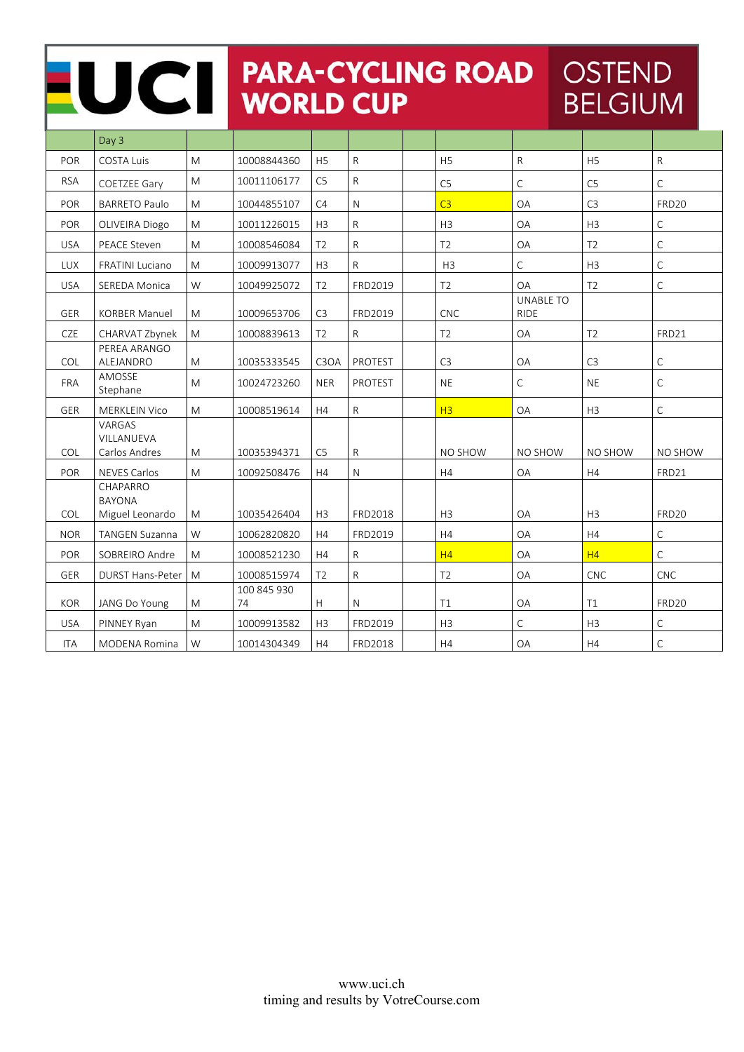# UCI PARA-CYCLING ROAD WORLD CUP

## OSTEND BELGIUM

| | Day 3 | | | | | | | | | |
|---|---|---|---|---|---|---|---|---|---|---|
| POR | COSTA Luis | M | 10008844360 | H5 | R | | H5 | R | H5 | R |
| RSA | COETZEE Gary | M | 10011106177 | C5 | R | | C5 | C | C5 | C |
| POR | BARRETO Paulo | M | 10044855107 | C4 | N | | C3 | OA | C3 | FRD20 |
| POR | OLIVEIRA Diogo | M | 10011226015 | H3 | R | | H3 | OA | H3 | C |
| USA | PEACE Steven | M | 10008546084 | T2 | R | | T2 | OA | T2 | C |
| LUX | FRATINI Luciano | M | 10009913077 | H3 | R | | H3 | C | H3 | C |
| USA | SEREDA Monica | W | 10049925072 | T2 | FRD2019 | | T2 | OA | T2 | C |
| GER | KORBER Manuel | M | 10009653706 | C3 | FRD2019 | | CNC | UNABLE TO RIDE | | |
| CZE | CHARVAT Zbynek | M | 10008839613 | T2 | R | | T2 | OA | T2 | FRD21 |
| COL | PEREA ARANGO ALEJANDRO | M | 10035333545 | C3OA | PROTEST | | C3 | OA | C3 | C |
| FRA | AMOSSE Stephane | M | 10024723260 | NER | PROTEST | | NE | C | NE | C |
| GER | MERKLEIN Vico | M | 10008519614 | H4 | R | | H3 | OA | H3 | C |
| COL | VARGAS VILLANUEVA Carlos Andres | M | 10035394371 | C5 | R | | NO SHOW | NO SHOW | NO SHOW | NO SHOW |
| POR | NEVES Carlos | M | 10092508476 | H4 | N | | H4 | OA | H4 | FRD21 |
| COL | CHAPARRO BAYONA Miguel Leonardo | M | 10035426404 | H3 | FRD2018 | | H3 | OA | H3 | FRD20 |
| NOR | TANGEN Suzanna | W | 10062820820 | H4 | FRD2019 | | H4 | OA | H4 | C |
| POR | SOBREIRO Andre | M | 10008521230 | H4 | R | | H4 | OA | H4 | C |
| GER | DURST Hans-Peter | M | 10008515974 | T2 | R | | T2 | OA | CNC | CNC |
| KOR | JANG Do Young | M | 100 845 930 74 | H | N | | T1 | OA | T1 | FRD20 |
| USA | PINNEY Ryan | M | 10009913582 | H3 | FRD2019 | | H3 | C | H3 | C |
| ITA | MODENA Romina | W | 10014304349 | H4 | FRD2018 | | H4 | OA | H4 | C |

www.uci.ch
timing and results by VotreCourse.com